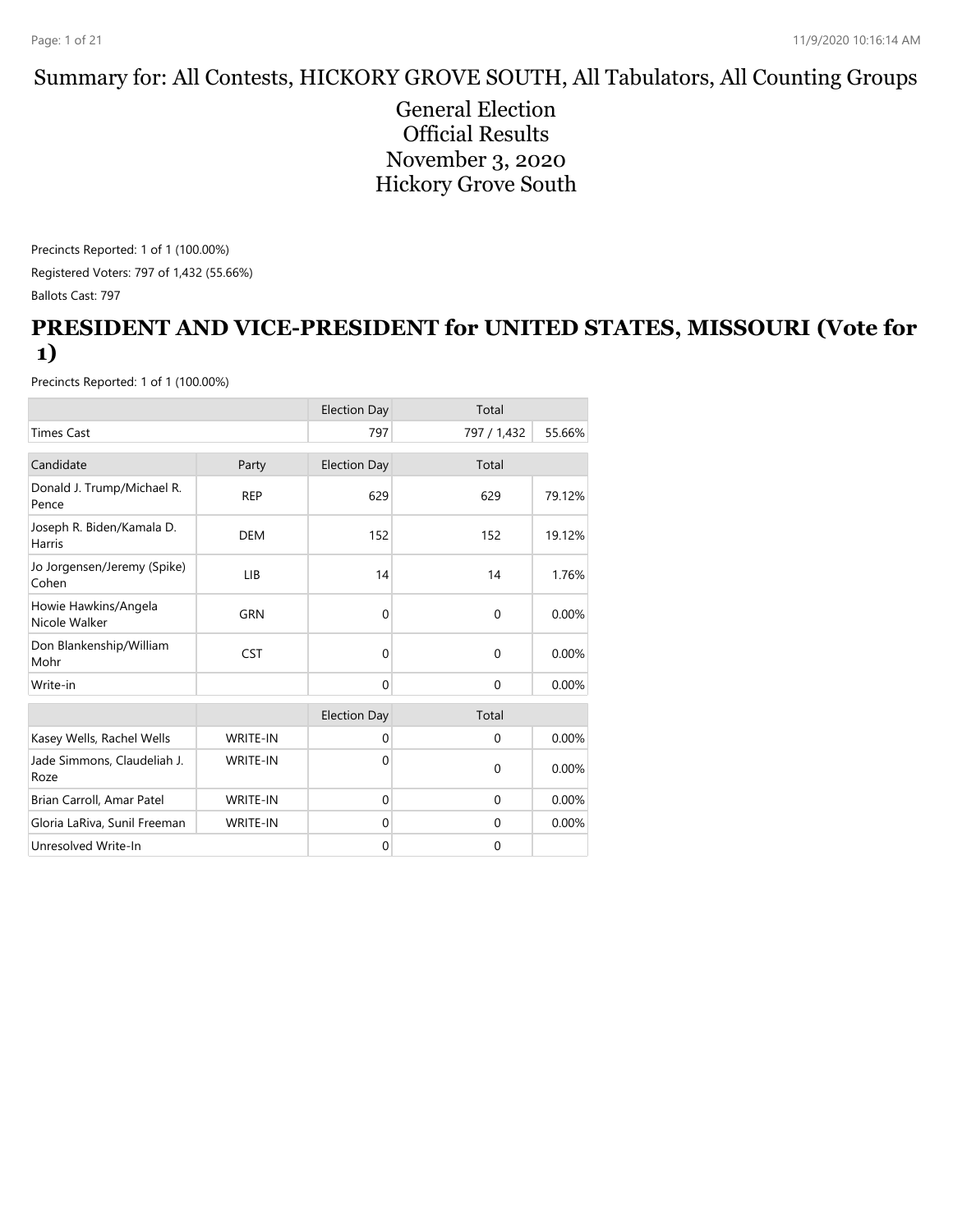# Summary for: All Contests, HICKORY GROVE SOUTH, All Tabulators, All Counting Groups

General Election
Official Results
November 3, 2020
Hickory Grove South

Precincts Reported: 1 of 1 (100.00%)

Registered Voters: 797 of 1,432 (55.66%)

Ballots Cast: 797

## PRESIDENT AND VICE-PRESIDENT for UNITED STATES, MISSOURI (Vote for 1)

Precincts Reported: 1 of 1 (100.00%)

| | | Election Day | Total | |
|---|---|---|---|---|
| Times Cast | | 797 | 797 / 1,432 | 55.66% |

| Candidate | Party | Election Day | Total | |
|---|---|---|---|---|
| Donald J. Trump/Michael R. Pence | REP | 629 | 629 | 79.12% |
| Joseph R. Biden/Kamala D. Harris | DEM | 152 | 152 | 19.12% |
| Jo Jorgensen/Jeremy (Spike) Cohen | LIB | 14 | 14 | 1.76% |
| Howie Hawkins/Angela Nicole Walker | GRN | 0 | 0 | 0.00% |
| Don Blankenship/William Mohr | CST | 0 | 0 | 0.00% |
| Write-in | | 0 | 0 | 0.00% |

| | | Election Day | Total | |
|---|---|---|---|---|
| Kasey Wells, Rachel Wells | WRITE-IN | 0 | 0 | 0.00% |
| Jade Simmons, Claudeliah J. Roze | WRITE-IN | 0 | 0 | 0.00% |
| Brian Carroll, Amar Patel | WRITE-IN | 0 | 0 | 0.00% |
| Gloria LaRiva, Sunil Freeman | WRITE-IN | 0 | 0 | 0.00% |
| Unresolved Write-In | | 0 | 0 | |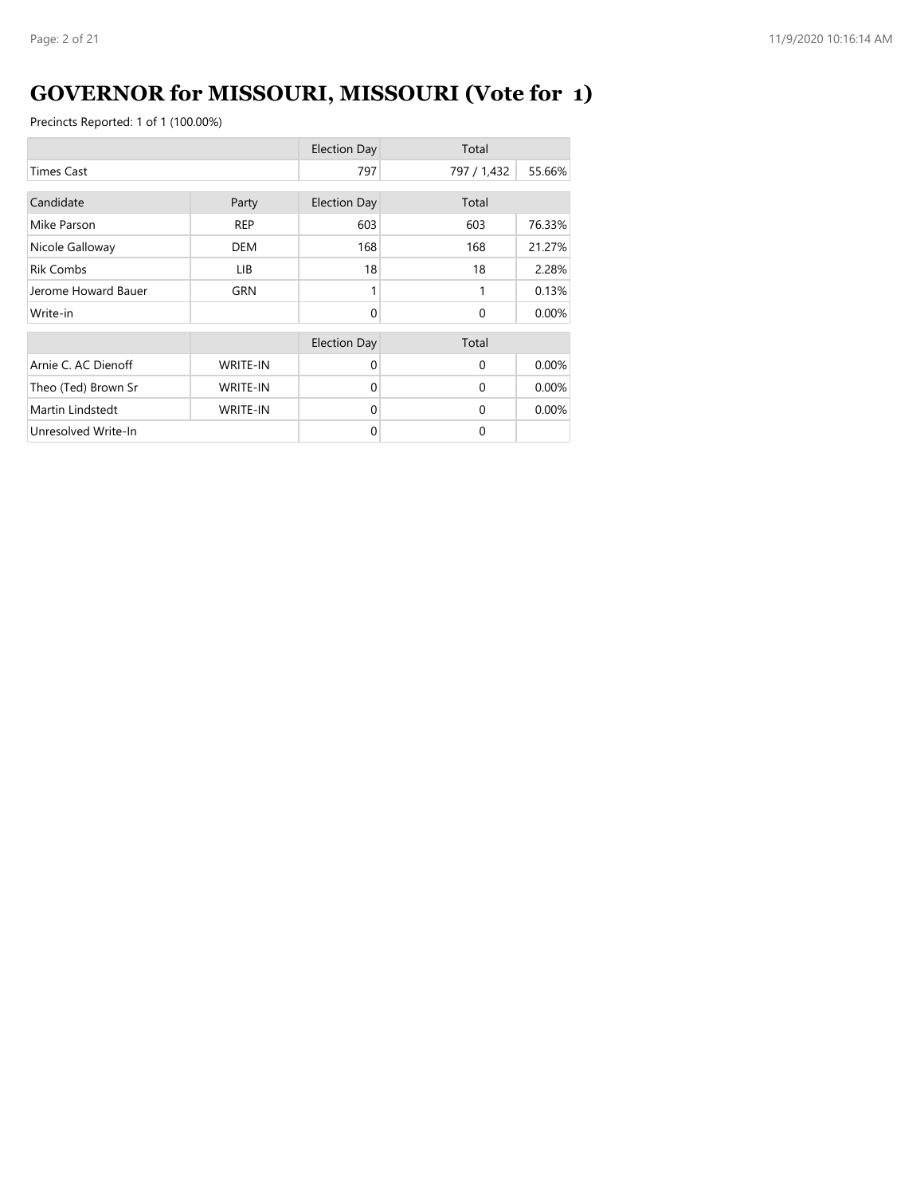# GOVERNOR for MISSOURI, MISSOURI (Vote for 1)

Precincts Reported: 1 of 1 (100.00%)

| | | Election Day | Total | |
|---|---|---|---|---|
| Times Cast | | 797 | 797 / 1,432 | 55.66% |

| Candidate | Party | Election Day | Total | |
|---|---|---|---|---|
| Mike Parson | REP | 603 | 603 | 76.33% |
| Nicole Galloway | DEM | 168 | 168 | 21.27% |
| Rik Combs | LIB | 18 | 18 | 2.28% |
| Jerome Howard Bauer | GRN | 1 | 1 | 0.13% |
| Write-in | | 0 | 0 | 0.00% |

| | | Election Day | Total | |
|---|---|---|---|---|
| Arnie C. AC Dienoff | WRITE-IN | 0 | 0 | 0.00% |
| Theo (Ted) Brown Sr | WRITE-IN | 0 | 0 | 0.00% |
| Martin Lindstedt | WRITE-IN | 0 | 0 | 0.00% |
| Unresolved Write-In | | 0 | 0 | |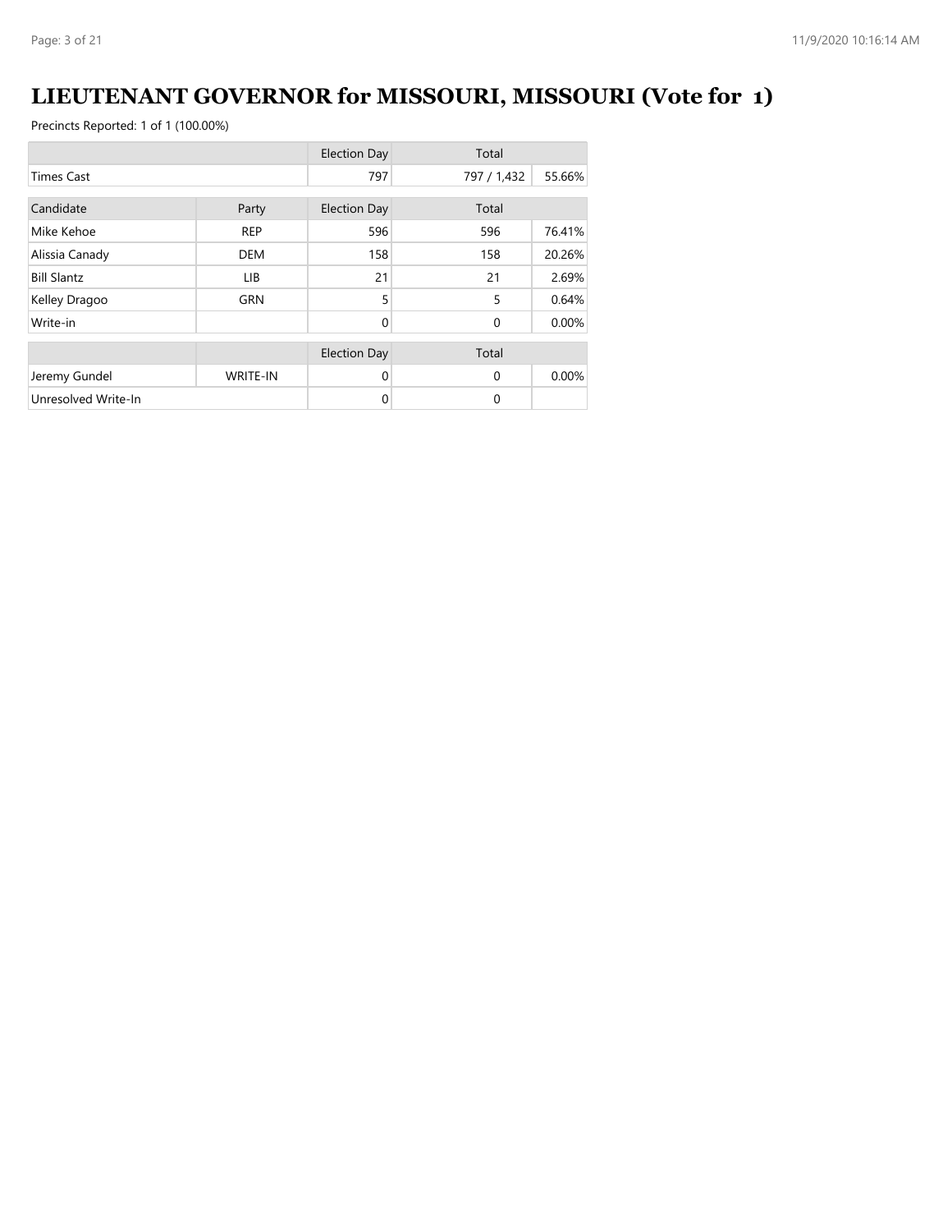# LIEUTENANT GOVERNOR for MISSOURI, MISSOURI (Vote for 1)

Precincts Reported: 1 of 1 (100.00%)

| | | Election Day | Total | |
|---|---|---|---|---|
| Times Cast | | 797 | 797 / 1,432 | 55.66% |

| Candidate | Party | Election Day | Total | |
|---|---|---|---|---|
| Mike Kehoe | REP | 596 | 596 | 76.41% |
| Alissia Canady | DEM | 158 | 158 | 20.26% |
| Bill Slantz | LIB | 21 | 21 | 2.69% |
| Kelley Dragoo | GRN | 5 | 5 | 0.64% |
| Write-in | | 0 | 0 | 0.00% |

| | | Election Day | Total | |
|---|---|---|---|---|
| Jeremy Gundel | WRITE-IN | 0 | 0 | 0.00% |
| Unresolved Write-In | | 0 | 0 | |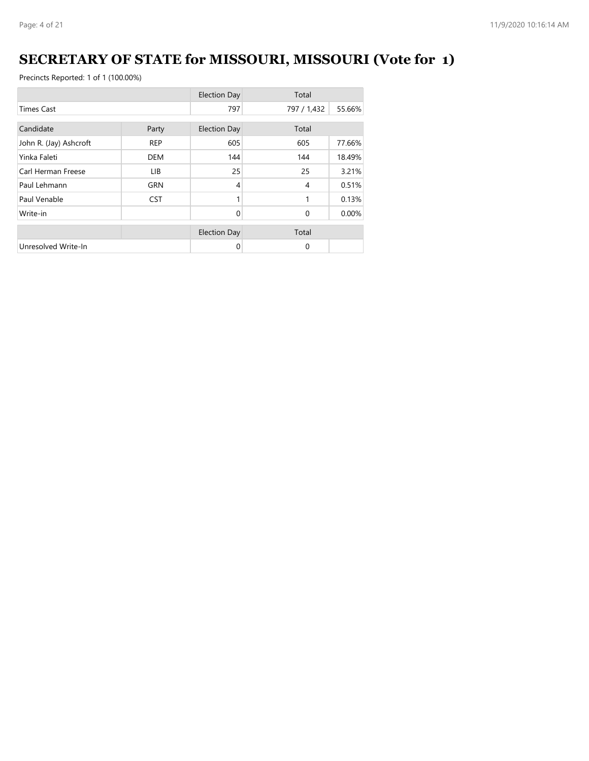# SECRETARY OF STATE for MISSOURI, MISSOURI (Vote for 1)

Precincts Reported: 1 of 1 (100.00%)

| | | Election Day | Total | |
|---|---|---|---|---|
| Times Cast | | 797 | 797 / 1,432 | 55.66% |

| Candidate | Party | Election Day | Total | |
|---|---|---|---|---|
| John R. (Jay) Ashcroft | REP | 605 | 605 | 77.66% |
| Yinka Faleti | DEM | 144 | 144 | 18.49% |
| Carl Herman Freese | LIB | 25 | 25 | 3.21% |
| Paul Lehmann | GRN | 4 | 4 | 0.51% |
| Paul Venable | CST | 1 | 1 | 0.13% |
| Write-in | | 0 | 0 | 0.00% |

| | | Election Day | Total | |
|---|---|---|---|---|
| Unresolved Write-In | | 0 | 0 | |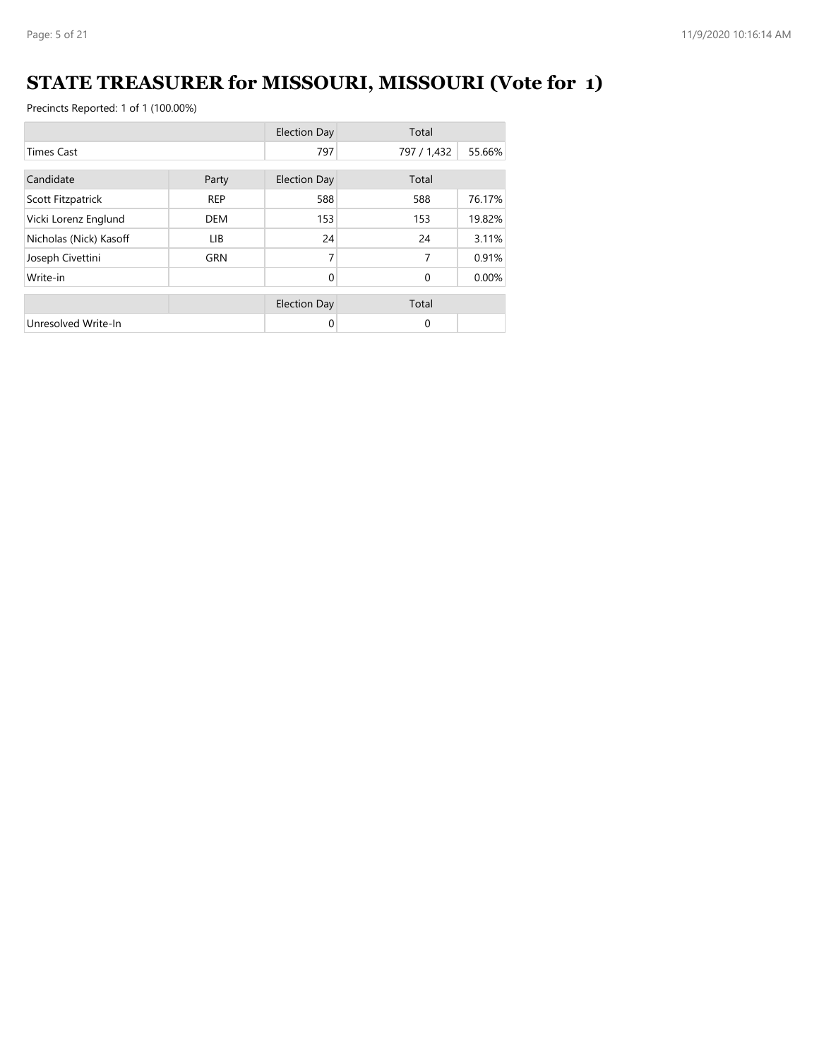# STATE TREASURER for MISSOURI, MISSOURI (Vote for 1)

Precincts Reported: 1 of 1 (100.00%)

| | | Election Day | Total | |
|---|---|---|---|---|
| Times Cast | | 797 | 797 / 1,432 | 55.66% |

| Candidate | Party | Election Day | Total | |
|---|---|---|---|---|
| Scott Fitzpatrick | REP | 588 | 588 | 76.17% |
| Vicki Lorenz Englund | DEM | 153 | 153 | 19.82% |
| Nicholas (Nick) Kasoff | LIB | 24 | 24 | 3.11% |
| Joseph Civettini | GRN | 7 | 7 | 0.91% |
| Write-in | | 0 | 0 | 0.00% |

| | | Election Day | Total | |
|---|---|---|---|---|
| Unresolved Write-In | | 0 | 0 | |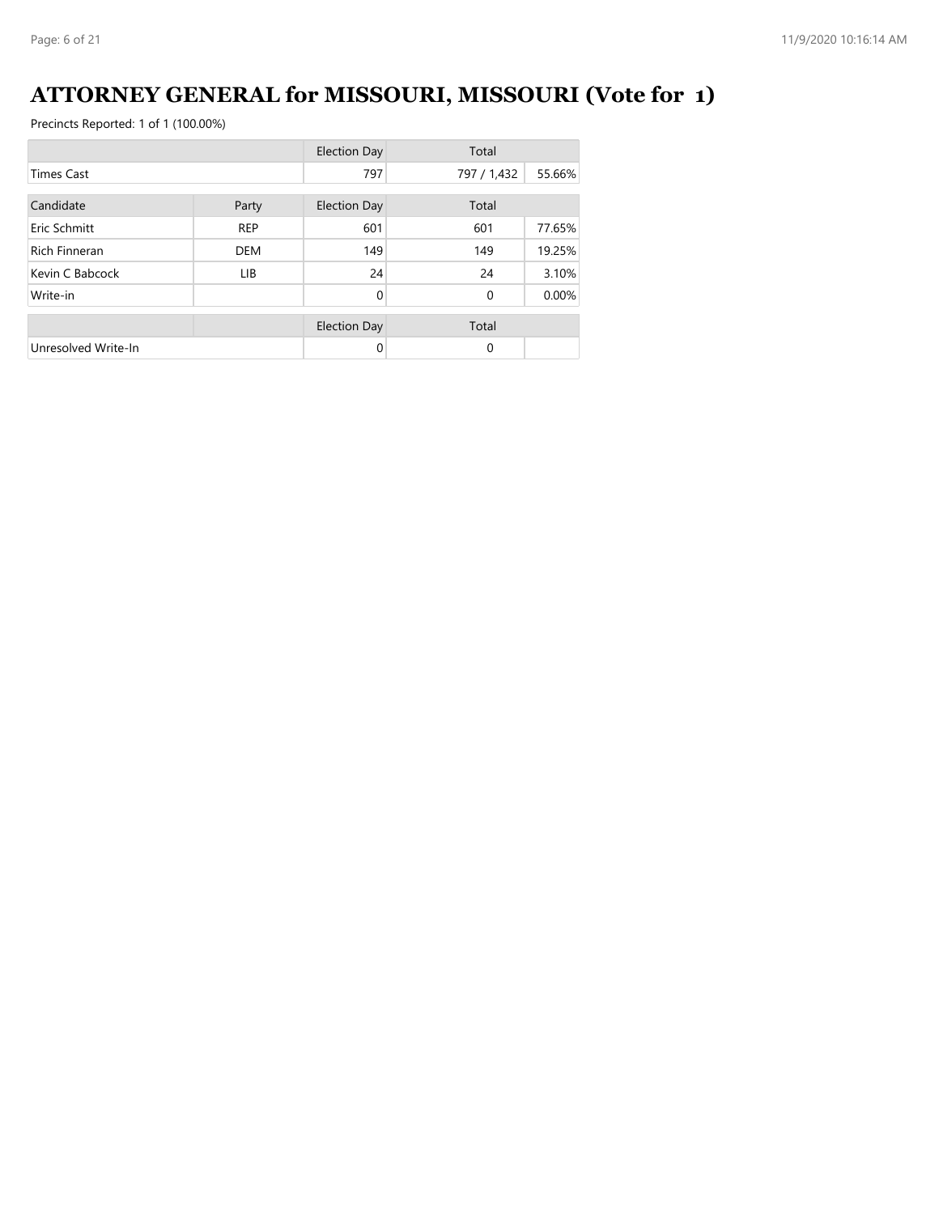# ATTORNEY GENERAL for MISSOURI, MISSOURI (Vote for 1)

Precincts Reported: 1 of 1 (100.00%)

| | | Election Day | Total | |
|---|---|---|---|---|
| Times Cast | | 797 | 797 / 1,432 | 55.66% |

| Candidate | Party | Election Day | Total | |
|---|---|---|---|---|
| Eric Schmitt | REP | 601 | 601 | 77.65% |
| Rich Finneran | DEM | 149 | 149 | 19.25% |
| Kevin C Babcock | LIB | 24 | 24 | 3.10% |
| Write-in | | 0 | 0 | 0.00% |

| | | Election Day | Total | |
|---|---|---|---|---|
| Unresolved Write-In | | 0 | 0 | |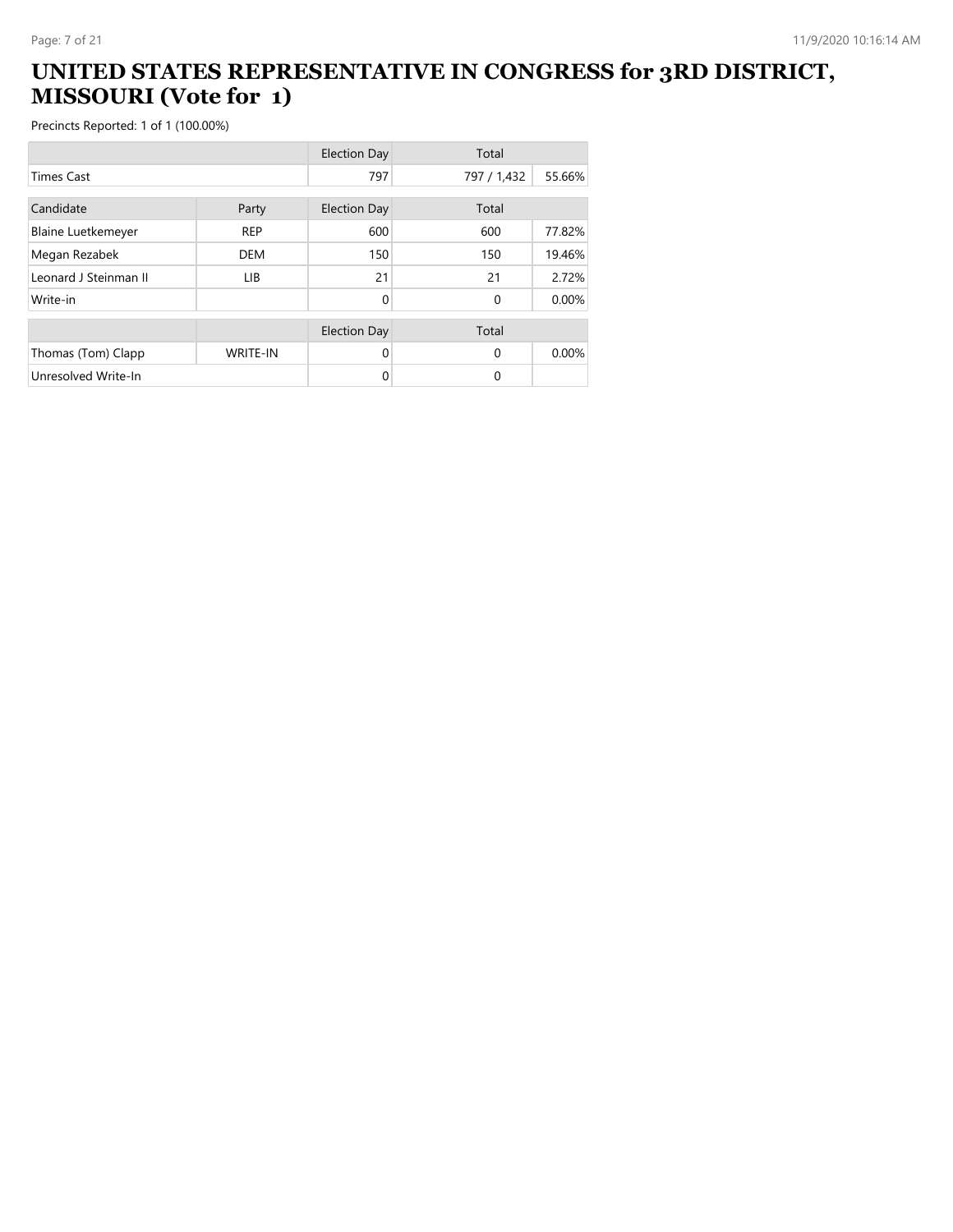# UNITED STATES REPRESENTATIVE IN CONGRESS for 3RD DISTRICT, MISSOURI (Vote for 1)

Precincts Reported: 1 of 1 (100.00%)

| | | Election Day | Total | |
|---|---|---|---|---|
| Times Cast | | 797 | 797 / 1,432 | 55.66% |

| Candidate | Party | Election Day | Total | |
|---|---|---|---|---|
| Blaine Luetkemeyer | REP | 600 | 600 | 77.82% |
| Megan Rezabek | DEM | 150 | 150 | 19.46% |
| Leonard J Steinman II | LIB | 21 | 21 | 2.72% |
| Write-in | | 0 | 0 | 0.00% |

| | | Election Day | Total | |
|---|---|---|---|---|
| Thomas (Tom) Clapp | WRITE-IN | 0 | 0 | 0.00% |
| Unresolved Write-In | | 0 | 0 | |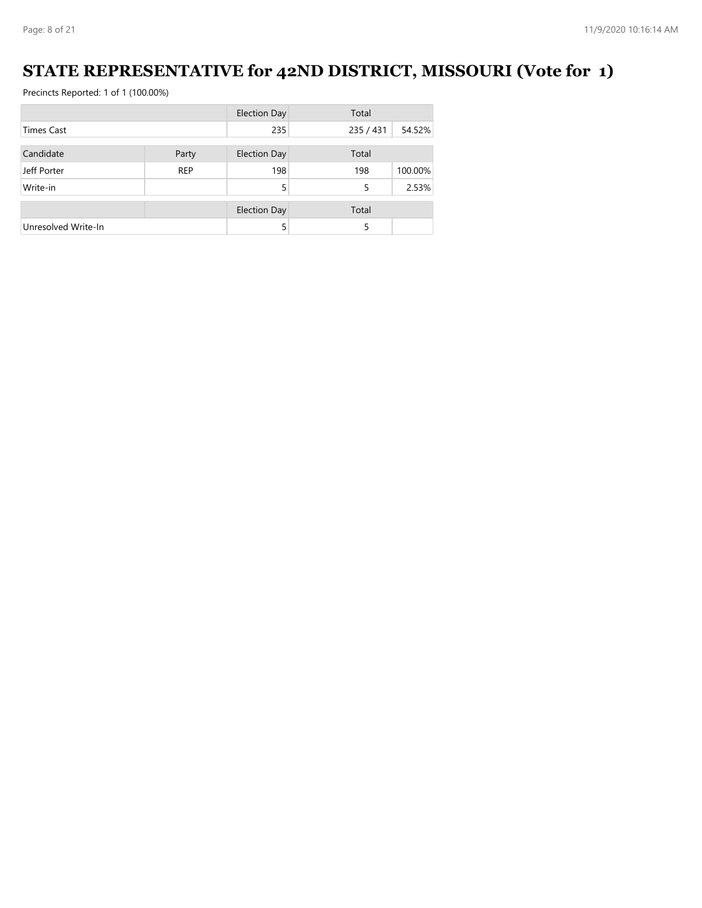# STATE REPRESENTATIVE for 42ND DISTRICT, MISSOURI (Vote for 1)

Precincts Reported: 1 of 1 (100.00%)

| | | Election Day | Total | |
|---|---|---|---|---|
| Times Cast | | 235 | 235 / 431 | 54.52% |

| Candidate | Party | Election Day | Total | |
|---|---|---|---|---|
| Jeff Porter | REP | 198 | 198 | 100.00% |
| Write-in | | 5 | 5 | 2.53% |

| | | Election Day | Total | |
|---|---|---|---|---|
| Unresolved Write-In | | 5 | 5 | |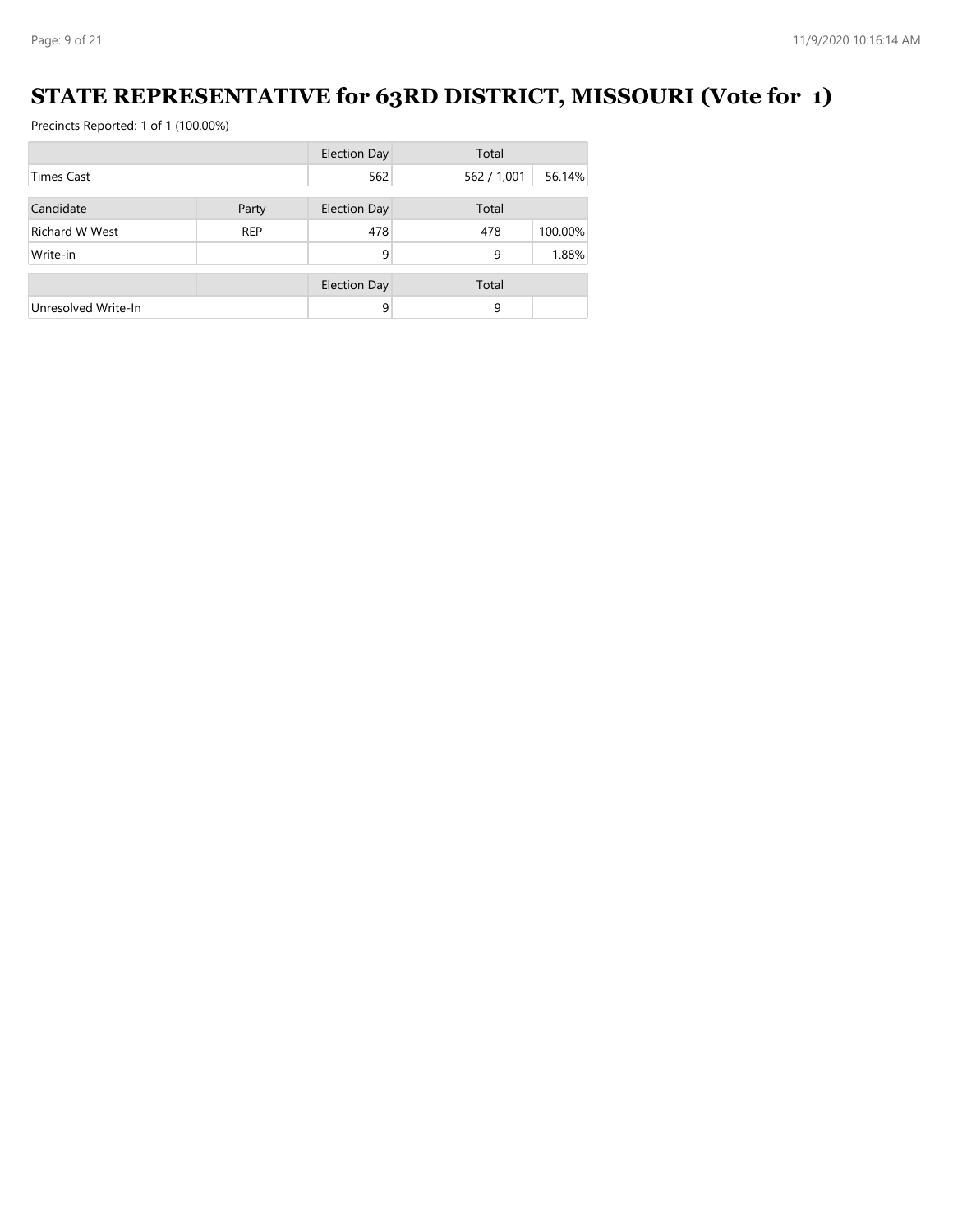# STATE REPRESENTATIVE for 63RD DISTRICT, MISSOURI (Vote for 1)

Precincts Reported: 1 of 1 (100.00%)

| | | Election Day | Total | |
|---|---|---|---|---|
| Times Cast | | 562 | 562 / 1,001 | 56.14% |

| Candidate | Party | Election Day | Total | |
|---|---|---|---|---|
| Richard W West | REP | 478 | 478 | 100.00% |
| Write-in | | 9 | 9 | 1.88% |

| | | Election Day | Total | |
|---|---|---|---|---|
| Unresolved Write-In | | 9 | 9 | |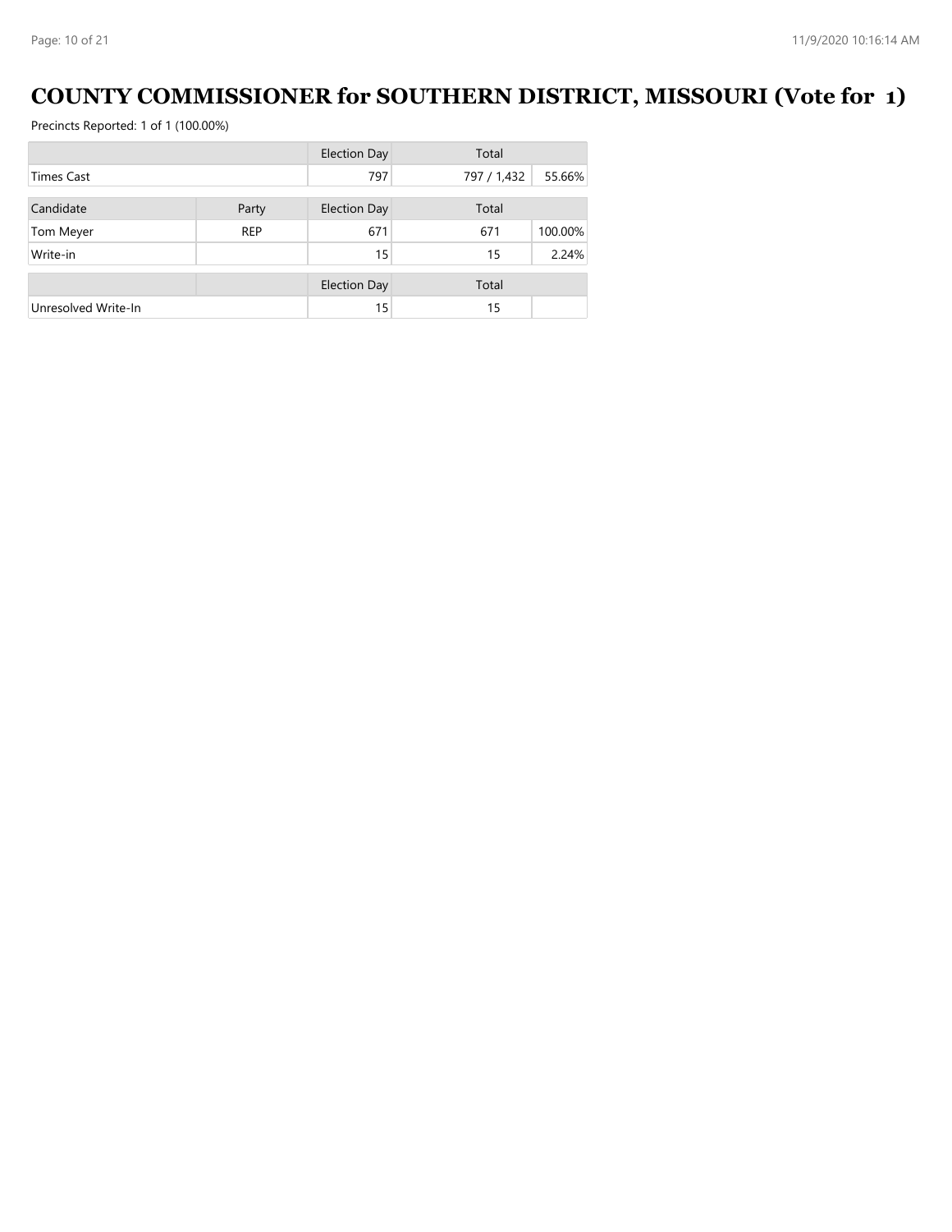# COUNTY COMMISSIONER for SOUTHERN DISTRICT, MISSOURI (Vote for 1)

Precincts Reported: 1 of 1 (100.00%)

| | Election Day | Total | |
|---|---|---|---|
| Times Cast | 797 | 797 / 1,432 | 55.66% |

| Candidate | Party | Election Day | Total | |
|---|---|---|---|---|
| Tom Meyer | REP | 671 | 671 | 100.00% |
| Write-in | | 15 | 15 | 2.24% |

| | | Election Day | Total | |
|---|---|---|---|---|
| Unresolved Write-In | | 15 | 15 | |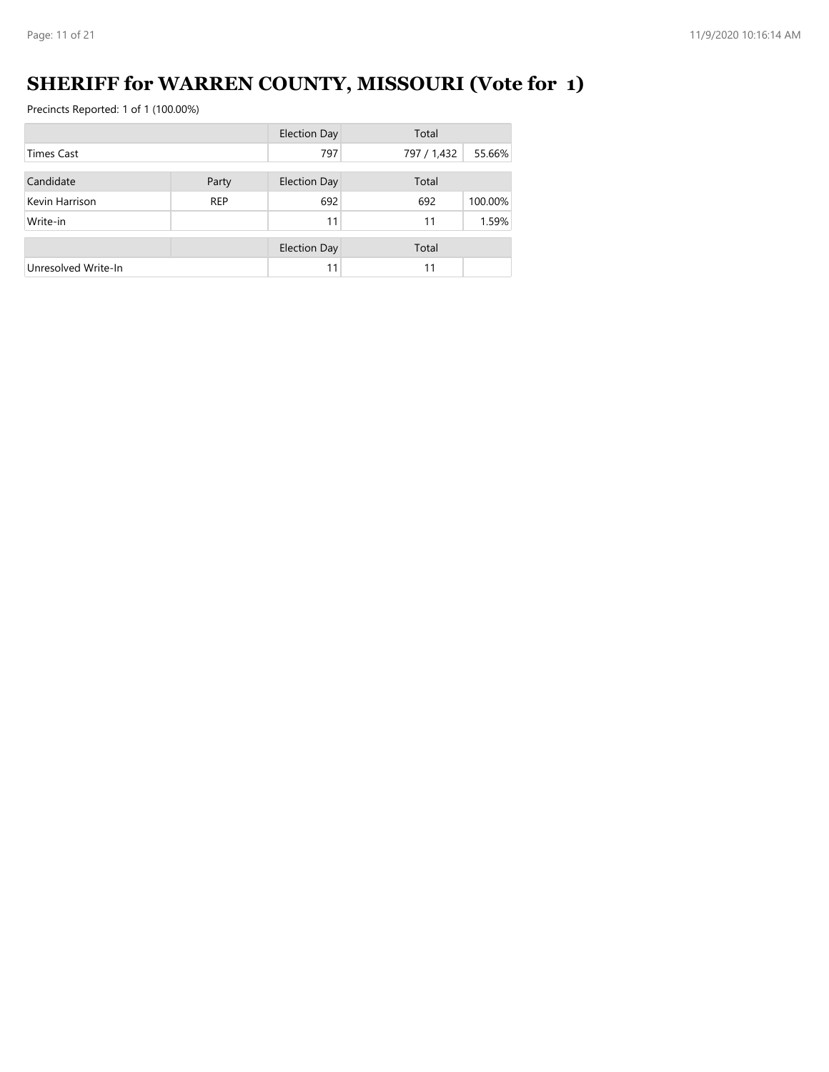# SHERIFF for WARREN COUNTY, MISSOURI (Vote for 1)

Precincts Reported: 1 of 1 (100.00%)

| | | Election Day | Total | |
|---|---|---|---|---|
| Times Cast | | 797 | 797 / 1,432 | 55.66% |

| Candidate | Party | Election Day | Total | |
|---|---|---|---|---|
| Kevin Harrison | REP | 692 | 692 | 100.00% |
| Write-in | | 11 | 11 | 1.59% |

| | | Election Day | Total | |
|---|---|---|---|---|
| Unresolved Write-In | | 11 | 11 | |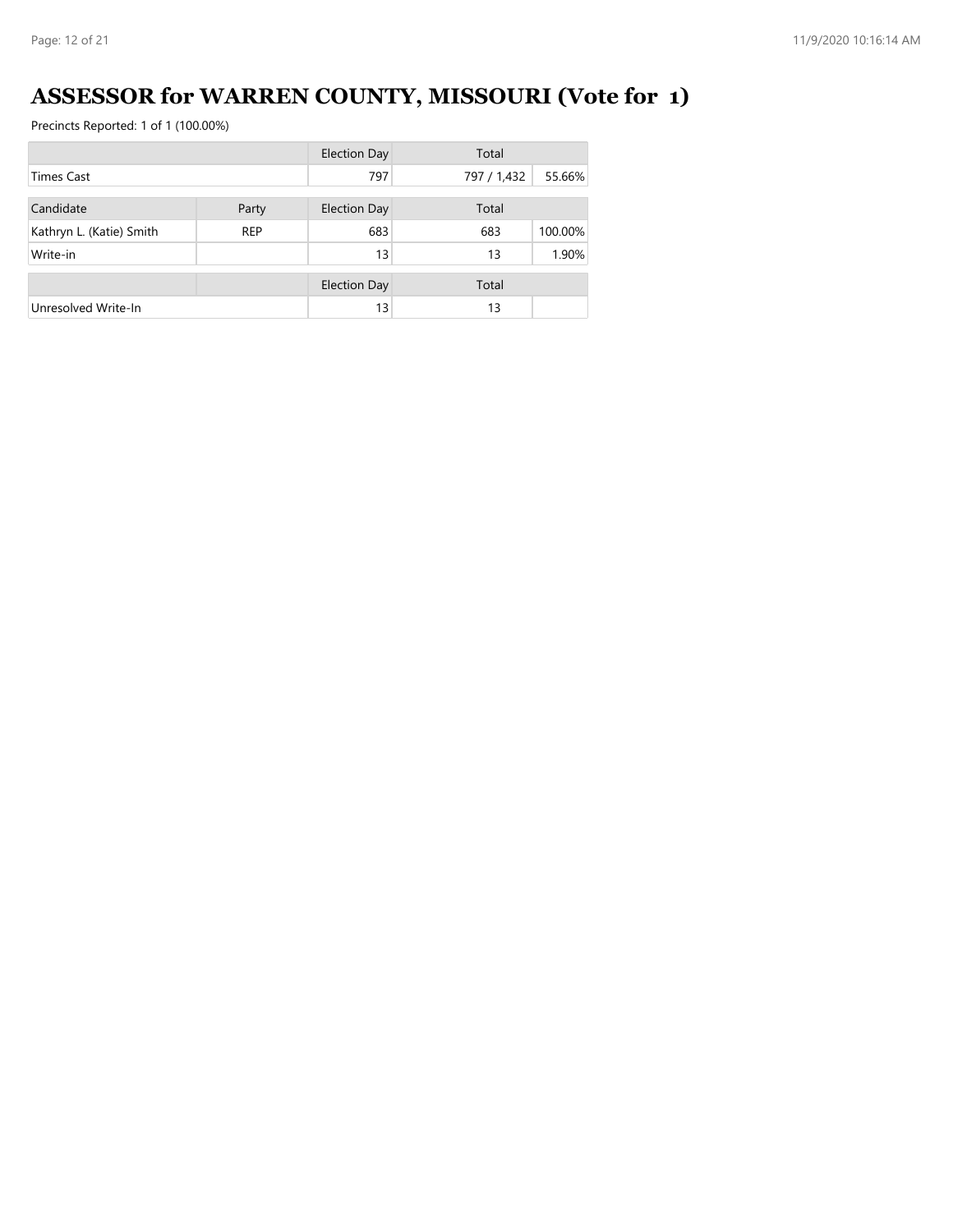# ASSESSOR for WARREN COUNTY, MISSOURI (Vote for 1)

Precincts Reported: 1 of 1 (100.00%)

| | | Election Day | Total | |
|---|---|---|---|---|
| Times Cast | | 797 | 797 / 1,432 | 55.66% |

| Candidate | Party | Election Day | Total | |
|---|---|---|---|---|
| Kathryn L. (Katie) Smith | REP | 683 | 683 | 100.00% |
| Write-in | | 13 | 13 | 1.90% |

| | | Election Day | Total | |
|---|---|---|---|---|
| Unresolved Write-In | | 13 | 13 | |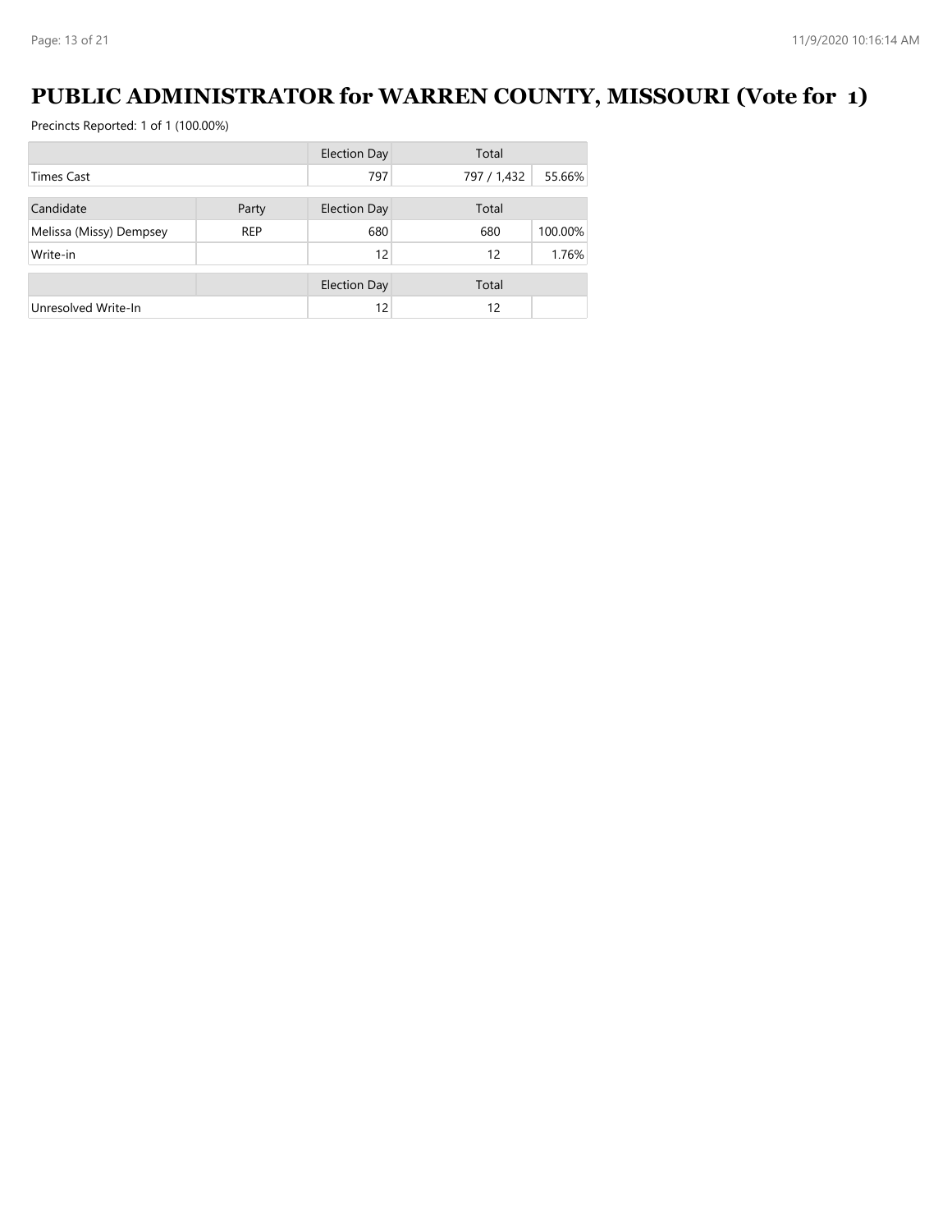# PUBLIC ADMINISTRATOR for WARREN COUNTY, MISSOURI (Vote for 1)

Precincts Reported: 1 of 1 (100.00%)

| | | Election Day | Total | |
|---|---|---|---|---|
| Times Cast | | 797 | 797 / 1,432 | 55.66% |

| Candidate | Party | Election Day | Total | |
|---|---|---|---|---|
| Melissa (Missy) Dempsey | REP | 680 | 680 | 100.00% |
| Write-in | | 12 | 12 | 1.76% |

| | | Election Day | Total | |
|---|---|---|---|---|
| Unresolved Write-In | | 12 | 12 | |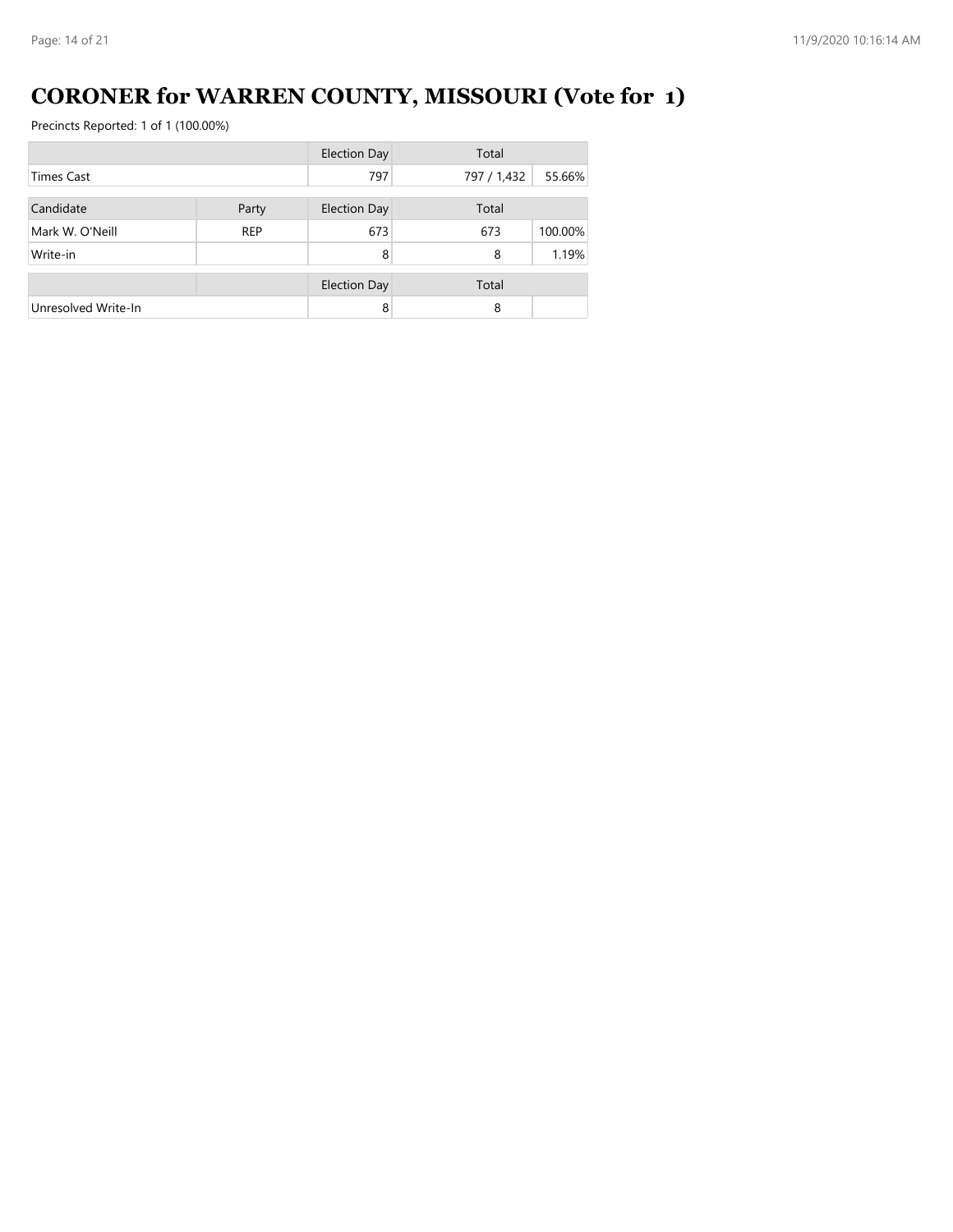# CORONER for WARREN COUNTY, MISSOURI (Vote for 1)

Precincts Reported: 1 of 1 (100.00%)

| | | Election Day | Total | |
|---|---|---|---|---|
| Times Cast | | 797 | 797 / 1,432 | 55.66% |

| Candidate | Party | Election Day | Total | |
|---|---|---|---|---|
| Mark W. O'Neill | REP | 673 | 673 | 100.00% |
| Write-in | | 8 | 8 | 1.19% |

| | | Election Day | Total | |
|---|---|---|---|---|
| Unresolved Write-In | | 8 | 8 | |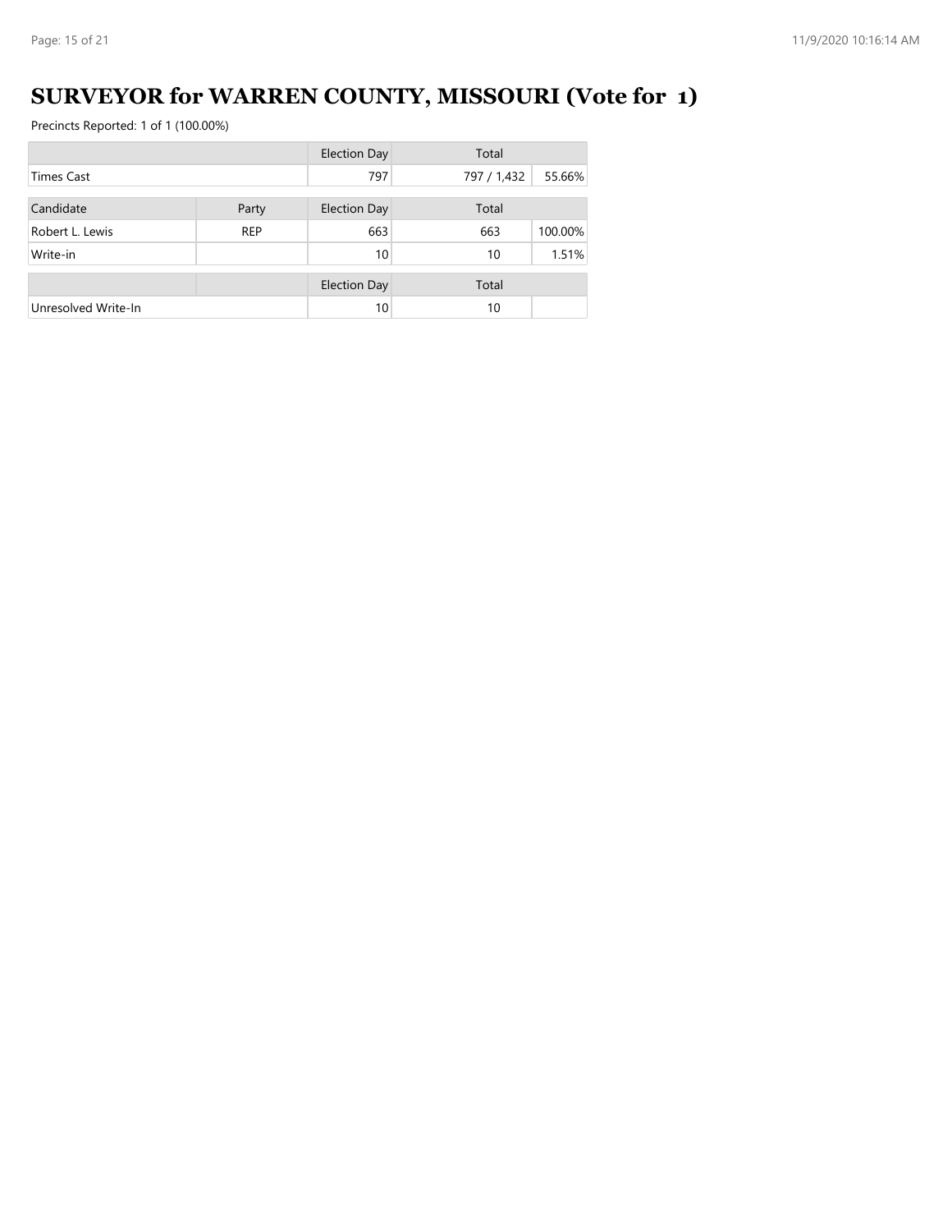# SURVEYOR for WARREN COUNTY, MISSOURI (Vote for 1)

Precincts Reported: 1 of 1 (100.00%)

| | | Election Day | Total | |
|---|---|---|---|---|
| Times Cast | | 797 | 797 / 1,432 | 55.66% |

| Candidate | Party | Election Day | Total | |
|---|---|---|---|---|
| Robert L. Lewis | REP | 663 | 663 | 100.00% |
| Write-in | | 10 | 10 | 1.51% |

| | | Election Day | Total | |
|---|---|---|---|---|
| Unresolved Write-In | | 10 | 10 | |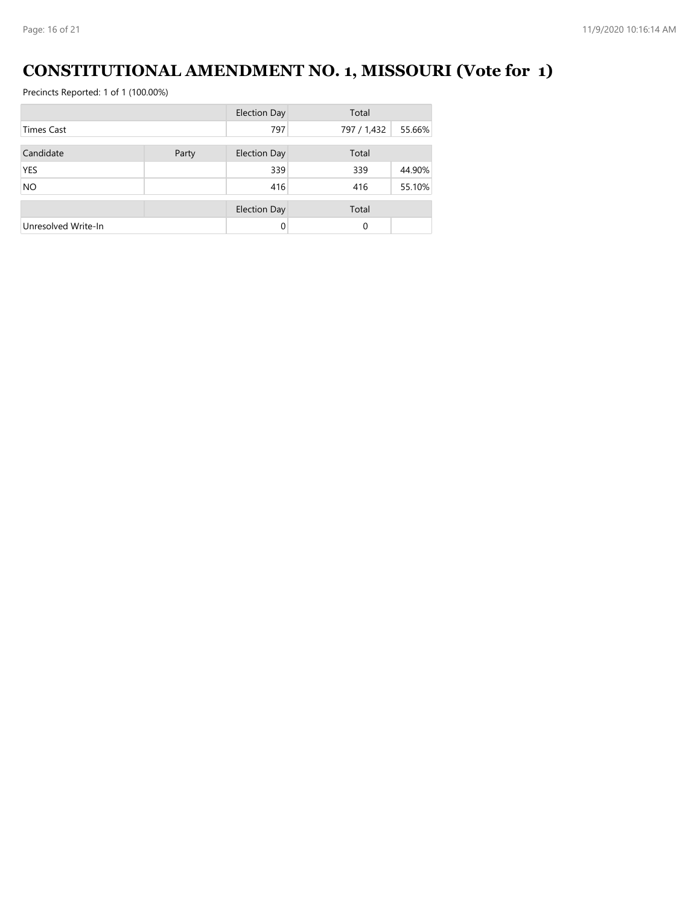# CONSTITUTIONAL AMENDMENT NO. 1, MISSOURI (Vote for 1)

Precincts Reported: 1 of 1 (100.00%)

| | | Election Day | Total | |
|---|---|---|---|---|
| Times Cast | | 797 | 797 / 1,432 | 55.66% |

| Candidate | Party | Election Day | Total | |
|---|---|---|---|---|
| YES | | 339 | 339 | 44.90% |
| NO | | 416 | 416 | 55.10% |

| | | Election Day | Total | |
|---|---|---|---|---|
| Unresolved Write-In | | 0 | 0 | |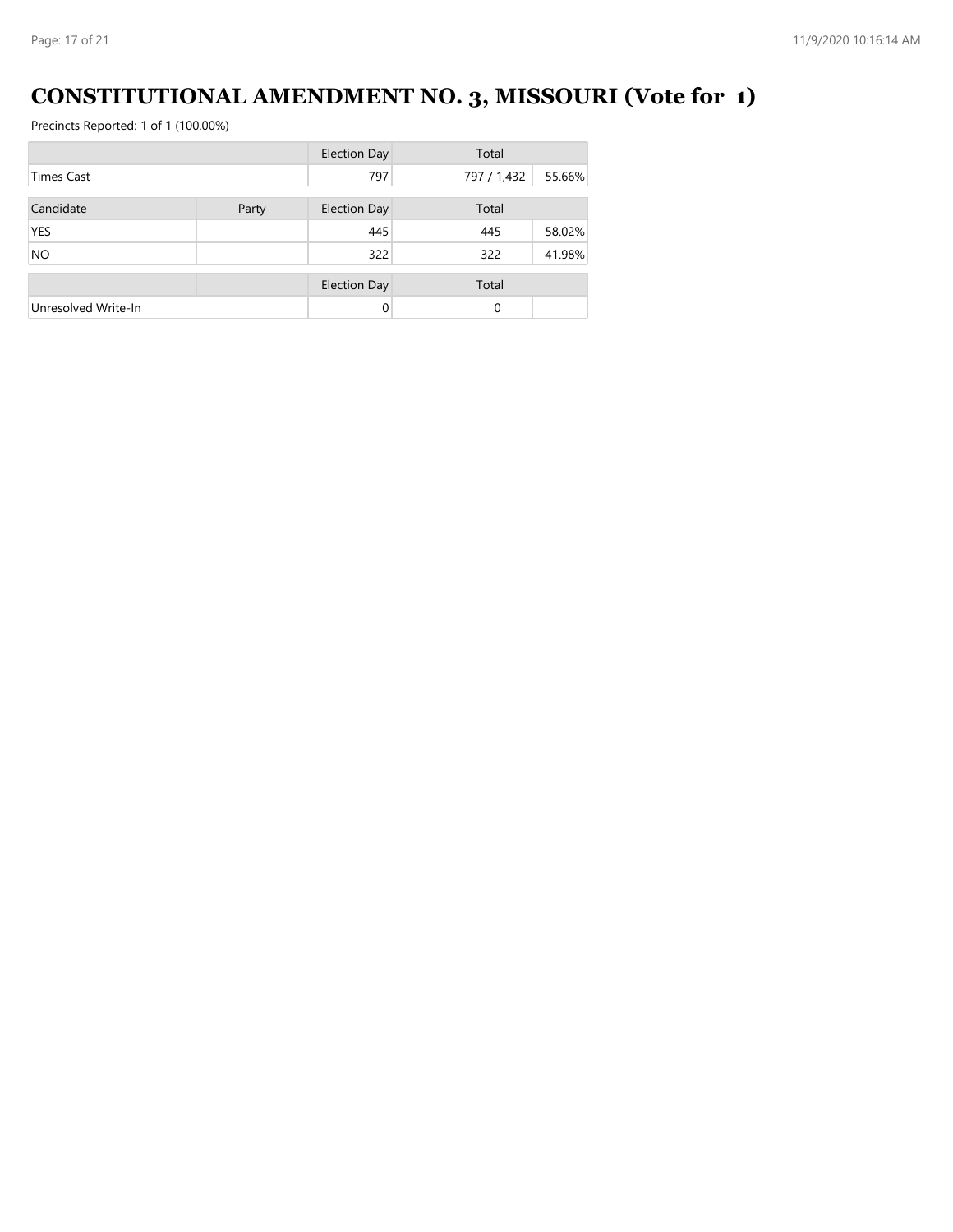# CONSTITUTIONAL AMENDMENT NO. 3, MISSOURI (Vote for 1)

Precincts Reported: 1 of 1 (100.00%)

| | | Election Day | Total | |
|---|---|---|---|---|
| Times Cast | | 797 | 797 / 1,432 | 55.66% |

| Candidate | Party | Election Day | Total | |
|---|---|---|---|---|
| YES | | 445 | 445 | 58.02% |
| NO | | 322 | 322 | 41.98% |

| | | Election Day | Total | |
|---|---|---|---|---|
| Unresolved Write-In | | 0 | 0 | |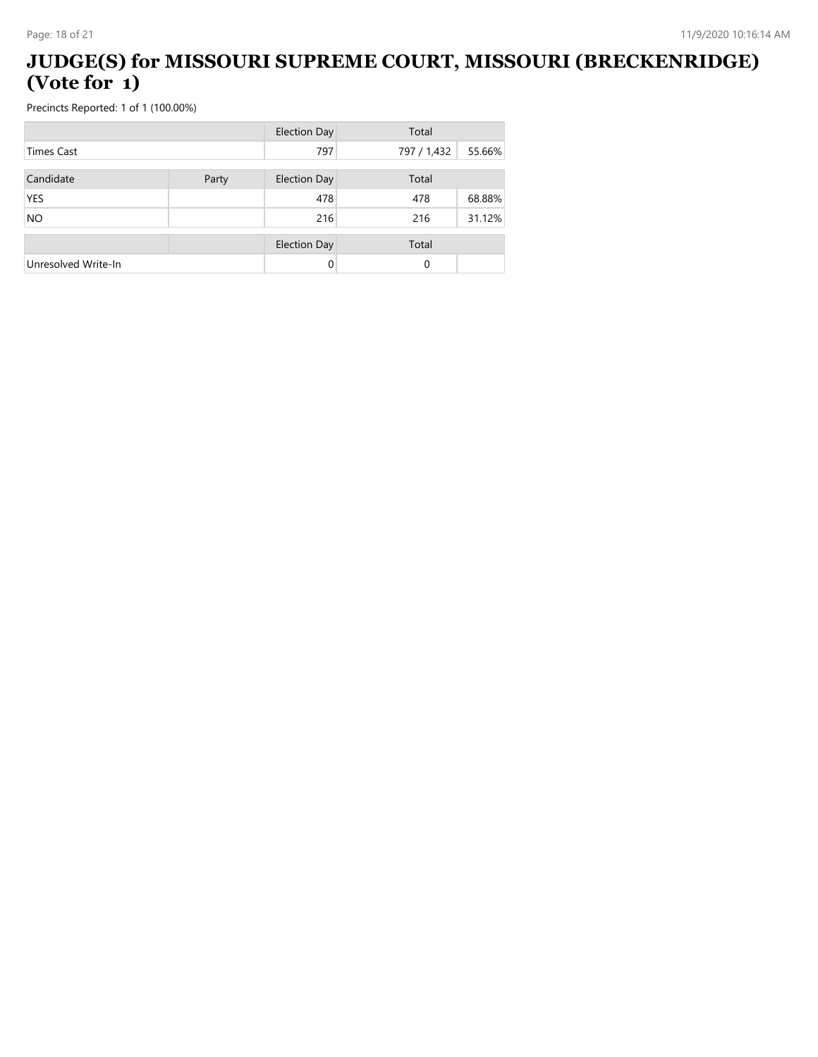# JUDGE(S) for MISSOURI SUPREME COURT, MISSOURI (BRECKENRIDGE) (Vote for 1)

Precincts Reported: 1 of 1 (100.00%)

| | | Election Day | Total | |
|---|---|---|---|---|
| Times Cast | | 797 | 797 / 1,432 | 55.66% |

| Candidate | Party | Election Day | Total | |
|---|---|---|---|---|
| YES | | 478 | 478 | 68.88% |
| NO | | 216 | 216 | 31.12% |

| | | Election Day | Total | |
|---|---|---|---|---|
| Unresolved Write-In | | 0 | 0 | |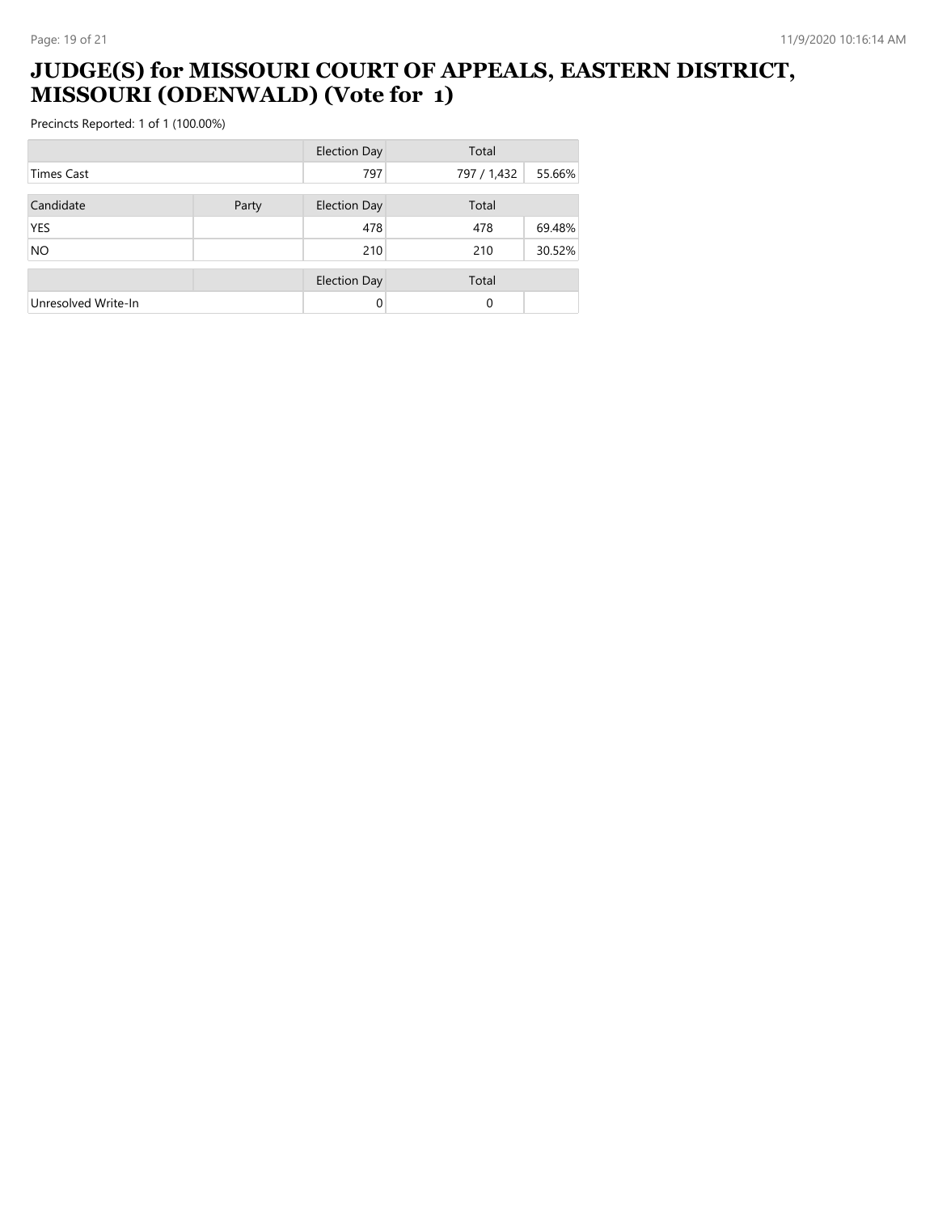# JUDGE(S) for MISSOURI COURT OF APPEALS, EASTERN DISTRICT, MISSOURI (ODENWALD) (Vote for 1)

Precincts Reported: 1 of 1 (100.00%)

| | | Election Day | Total | |
|---|---|---|---|---|
| Times Cast | | 797 | 797 / 1,432 | 55.66% |

| Candidate | Party | Election Day | Total | |
|---|---|---|---|---|
| YES | | 478 | 478 | 69.48% |
| NO | | 210 | 210 | 30.52% |

| | | Election Day | Total | |
|---|---|---|---|---|
| Unresolved Write-In | | 0 | 0 | |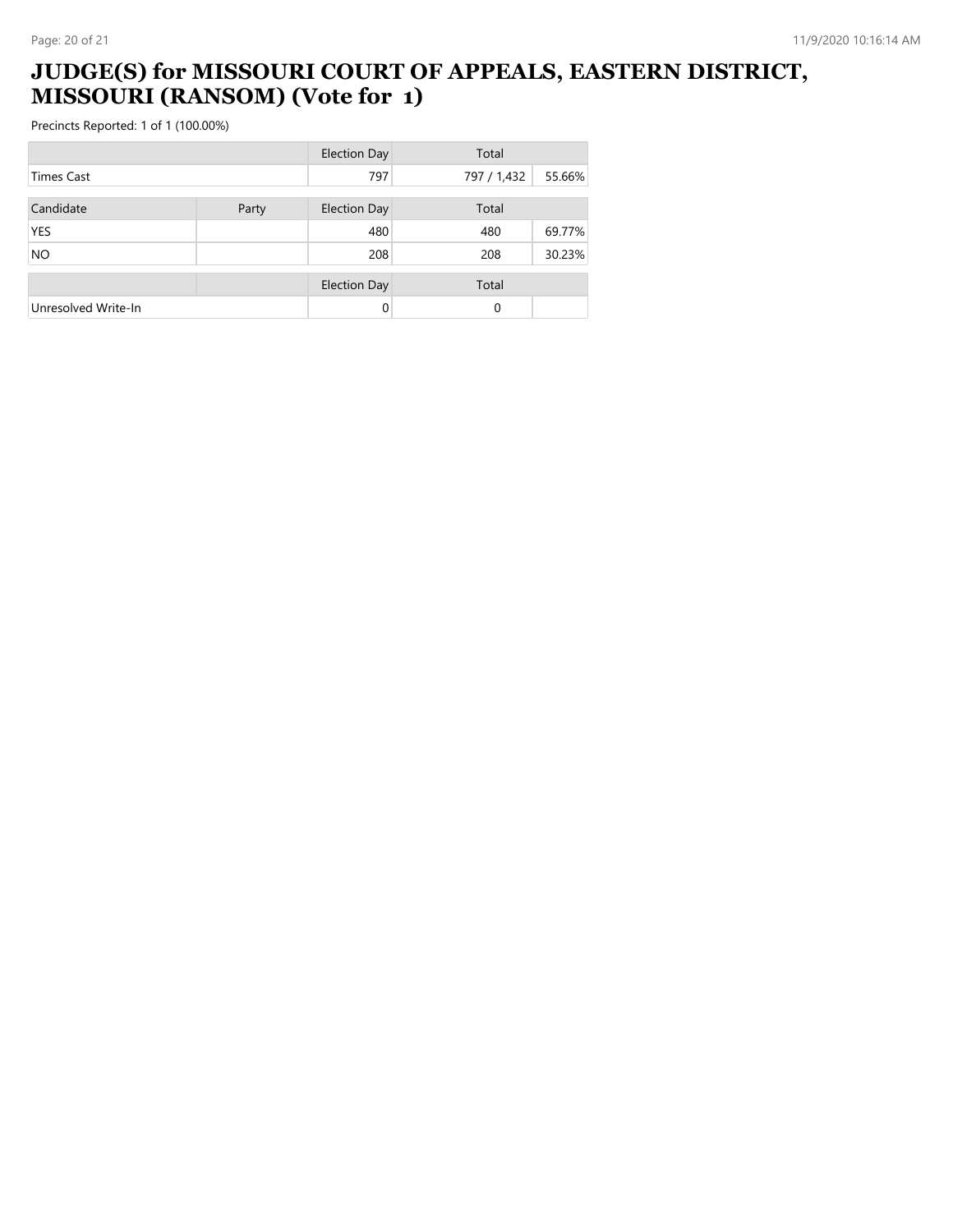# JUDGE(S) for MISSOURI COURT OF APPEALS, EASTERN DISTRICT, MISSOURI (RANSOM) (Vote for 1)

Precincts Reported: 1 of 1 (100.00%)

| | | Election Day | Total | |
|---|---|---|---|---|
| Times Cast | | 797 | 797 / 1,432 | 55.66% |

| Candidate | Party | Election Day | Total | |
|---|---|---|---|---|
| YES | | 480 | 480 | 69.77% |
| NO | | 208 | 208 | 30.23% |

| | | Election Day | Total | |
|---|---|---|---|---|
| Unresolved Write-In | | 0 | 0 | |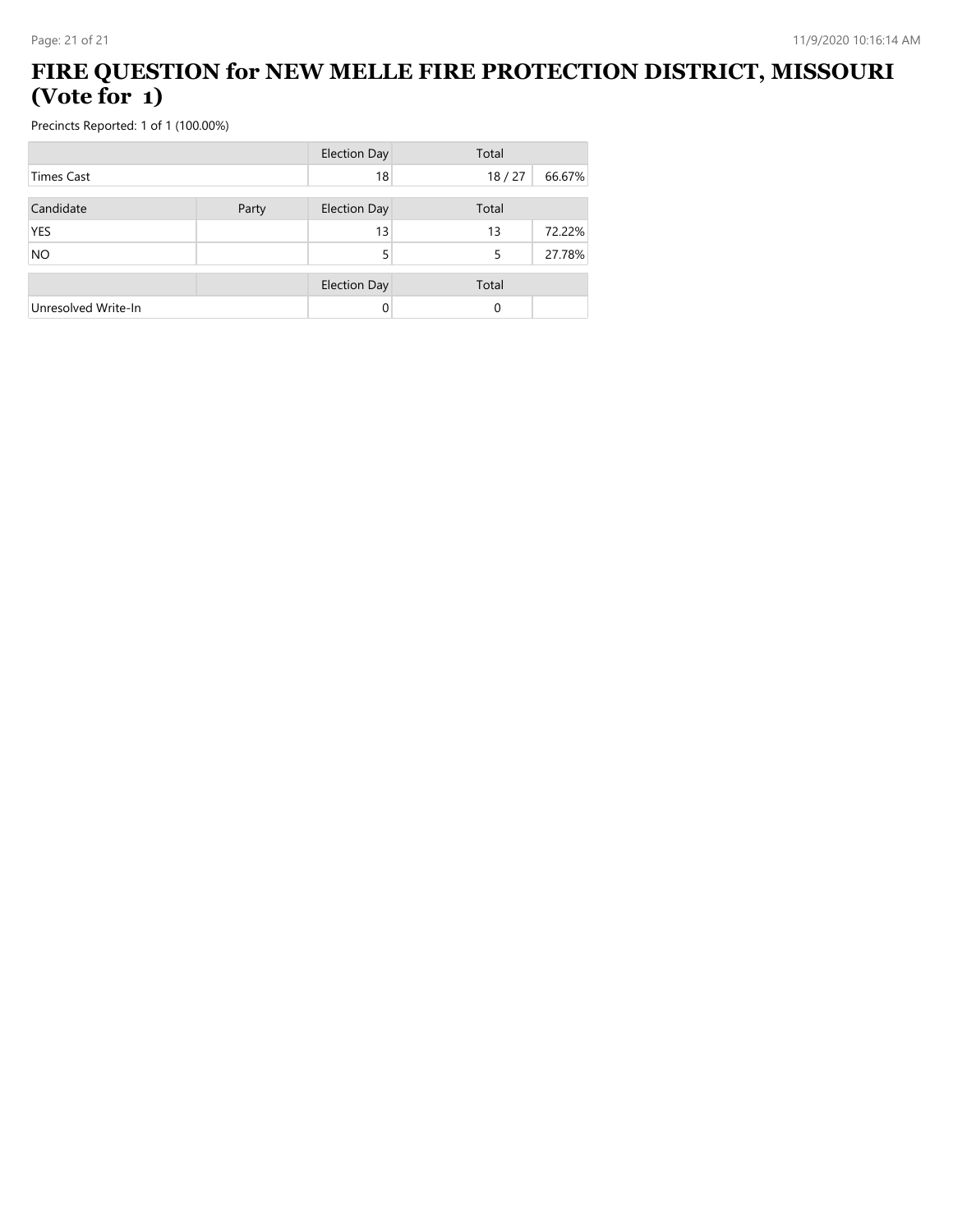# FIRE QUESTION for NEW MELLE FIRE PROTECTION DISTRICT, MISSOURI (Vote for 1)

Precincts Reported: 1 of 1 (100.00%)

| | | Election Day | Total | |
|---|---|---|---|---|
| Times Cast | | 18 | 18 / 27 | 66.67% |

| Candidate | Party | Election Day | Total | |
|---|---|---|---|---|
| YES | | 13 | 13 | 72.22% |
| NO | | 5 | 5 | 27.78% |

| | | Election Day | Total | |
|---|---|---|---|---|
| Unresolved Write-In | | 0 | 0 | |